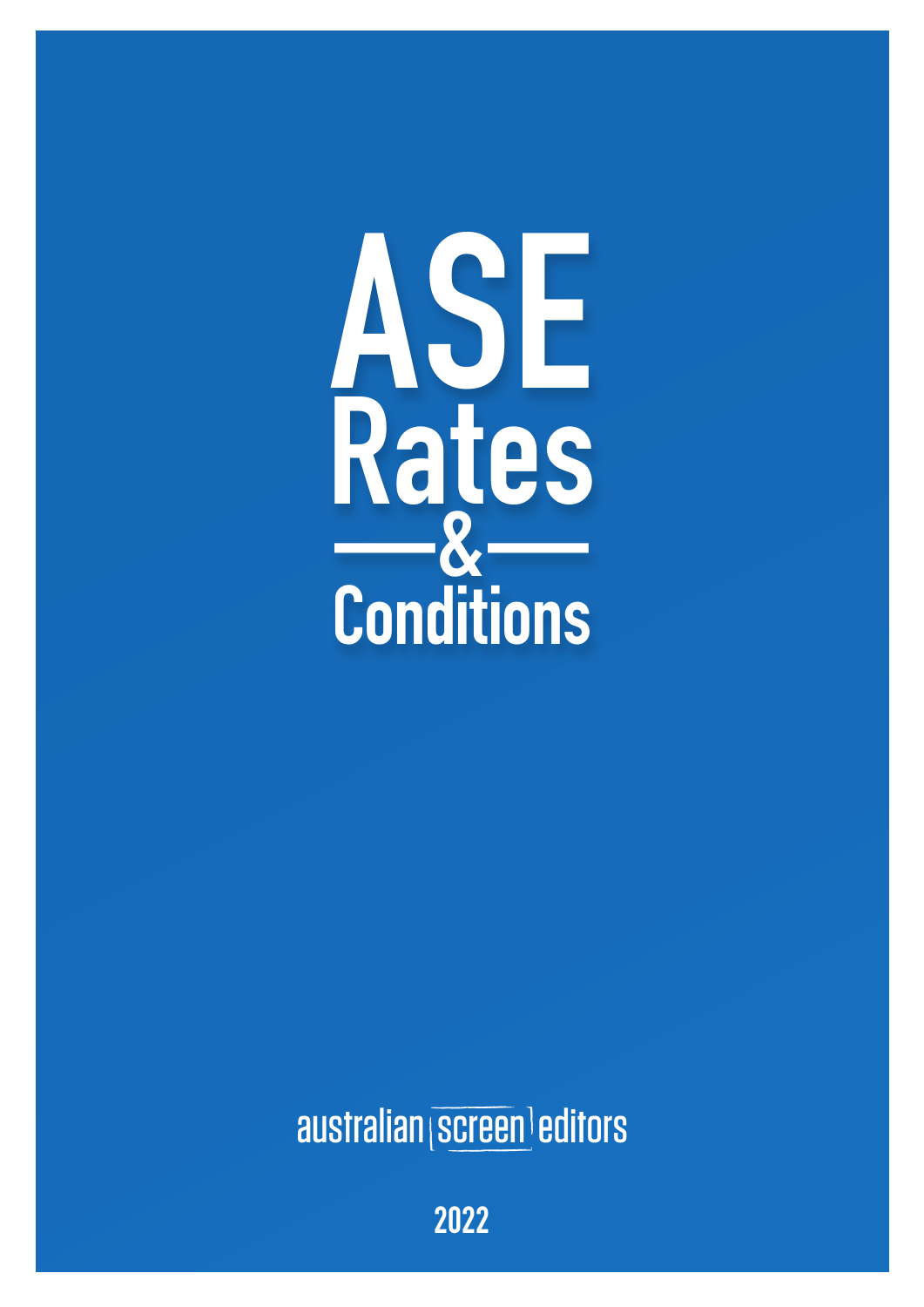# ASE Rates & Conditions

australian screen editors

2022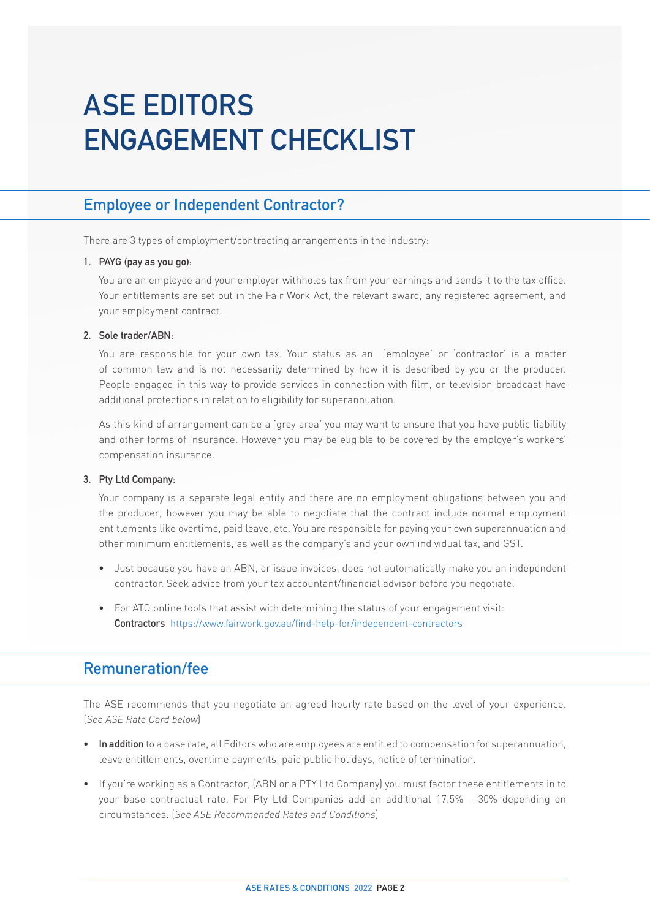# ASE EDITORS ENGAGEMENT CHECKLIST

## Employee or Independent Contractor?

There are 3 types of employment/contracting arrangements in the industry:

1. **PAYG (pay as you go):**

   You are an employee and your employer withholds tax from your earnings and sends it to the tax office. Your entitlements are set out in the Fair Work Act, the relevant award, any registered agreement, and your employment contract.

2. **Sole trader/ABN:**

   You are responsible for your own tax. Your status as an 'employee' or 'contractor' is a matter of common law and is not necessarily determined by how it is described by you or the producer. People engaged in this way to provide services in connection with film, or television broadcast have additional protections in relation to eligibility for superannuation.

   As this kind of arrangement can be a 'grey area' you may want to ensure that you have public liability and other forms of insurance. However you may be eligible to be covered by the employer's workers' compensation insurance.

3. **Pty Ltd Company:**

   Your company is a separate legal entity and there are no employment obligations between you and the producer, however you may be able to negotiate that the contract include normal employment entitlements like overtime, paid leave, etc. You are responsible for paying your own superannuation and other minimum entitlements, as well as the company's and your own individual tax, and GST.

   - Just because you have an ABN, or issue invoices, does not automatically make you an independent contractor. Seek advice from your tax accountant/financial advisor before you negotiate.
   - For ATO online tools that assist with determining the status of your engagement visit:
     **Contractors** https://www.fairwork.gov.au/find-help-for/independent-contractors

## Remuneration/fee

The ASE recommends that you negotiate an agreed hourly rate based on the level of your experience. (*See ASE Rate Card below*)

- **In addition** to a base rate, all Editors who are employees are entitled to compensation for superannuation, leave entitlements, overtime payments, paid public holidays, notice of termination.
- If you're working as a Contractor, (ABN or a PTY Ltd Company) you must factor these entitlements in to your base contractual rate. For Pty Ltd Companies add an additional 17.5% – 30% depending on circumstances. (*See ASE Recommended Rates and Conditions*)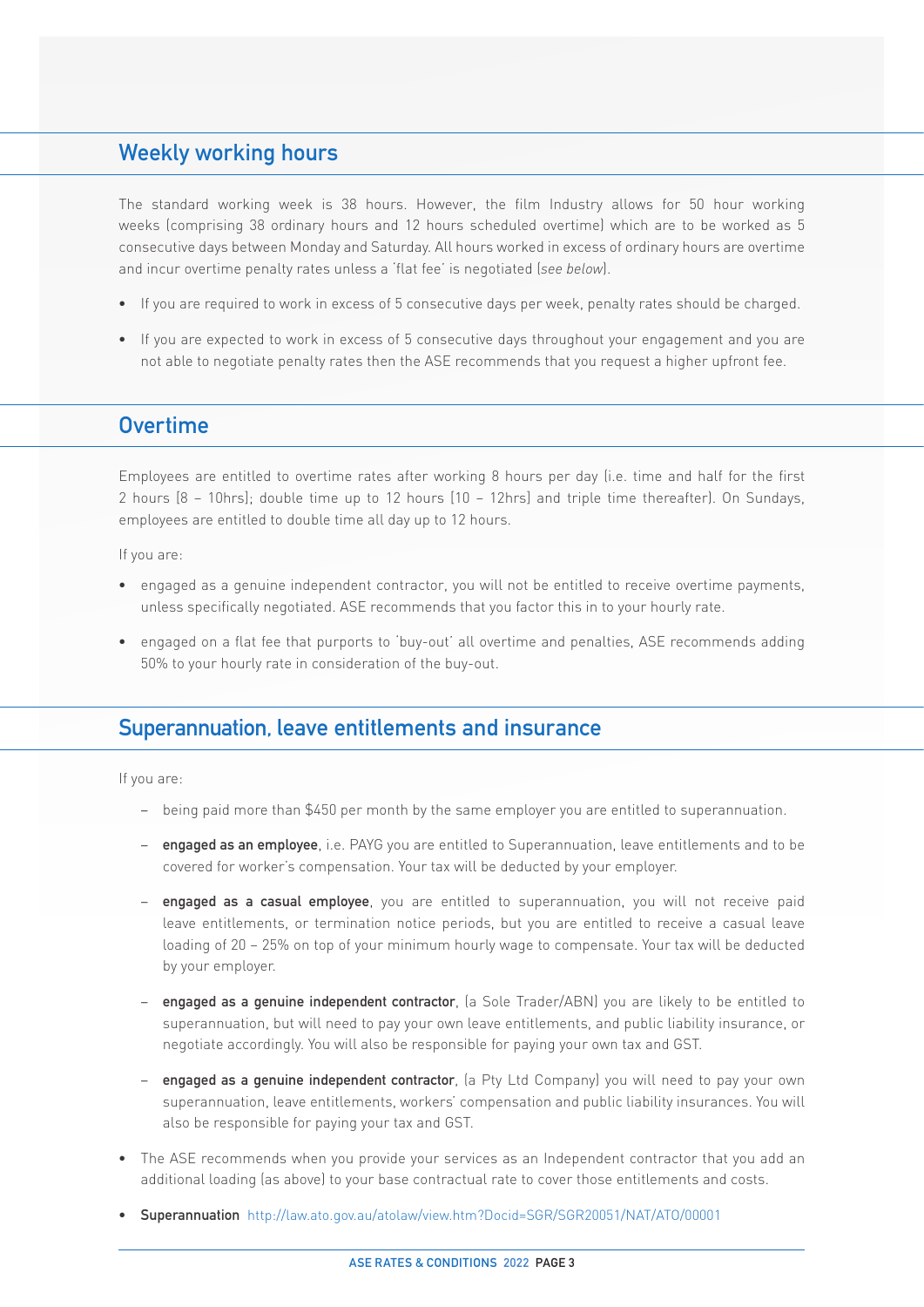## Weekly working hours

The standard working week is 38 hours. However, the film Industry allows for 50 hour working weeks (comprising 38 ordinary hours and 12 hours scheduled overtime) which are to be worked as 5 consecutive days between Monday and Saturday. All hours worked in excess of ordinary hours are overtime and incur overtime penalty rates unless a 'flat fee' is negotiated (*see below*).

- If you are required to work in excess of 5 consecutive days per week, penalty rates should be charged.
- If you are expected to work in excess of 5 consecutive days throughout your engagement and you are not able to negotiate penalty rates then the ASE recommends that you request a higher upfront fee.

## Overtime

Employees are entitled to overtime rates after working 8 hours per day (i.e. time and half for the first 2 hours [8 – 10hrs]; double time up to 12 hours (10 – 12hrs) and triple time thereafter). On Sundays, employees are entitled to double time all day up to 12 hours.

If you are:

- engaged as a genuine independent contractor, you will not be entitled to receive overtime payments, unless specifically negotiated. ASE recommends that you factor this in to your hourly rate.
- engaged on a flat fee that purports to 'buy-out' all overtime and penalties, ASE recommends adding 50% to your hourly rate in consideration of the buy-out.

## Superannuation, leave entitlements and insurance

If you are:

- being paid more than $450 per month by the same employer you are entitled to superannuation.
- **engaged as an employee**, i.e. PAYG you are entitled to Superannuation, leave entitlements and to be covered for worker's compensation. Your tax will be deducted by your employer.
- **engaged as a casual employee**, you are entitled to superannuation, you will not receive paid leave entitlements, or termination notice periods, but you are entitled to receive a casual leave loading of 20 – 25% on top of your minimum hourly wage to compensate. Your tax will be deducted by your employer.
- **engaged as a genuine independent contractor**, (a Sole Trader/ABN) you are likely to be entitled to superannuation, but will need to pay your own leave entitlements, and public liability insurance, or negotiate accordingly. You will also be responsible for paying your own tax and GST.
- **engaged as a genuine independent contractor**, (a Pty Ltd Company) you will need to pay your own superannuation, leave entitlements, workers' compensation and public liability insurances. You will also be responsible for paying your tax and GST.

- The ASE recommends when you provide your services as an Independent contractor that you add an additional loading (as above) to your base contractual rate to cover those entitlements and costs.
- **Superannuation** http://law.ato.gov.au/atolaw/view.htm?Docid=SGR/SGR20051/NAT/ATO/00001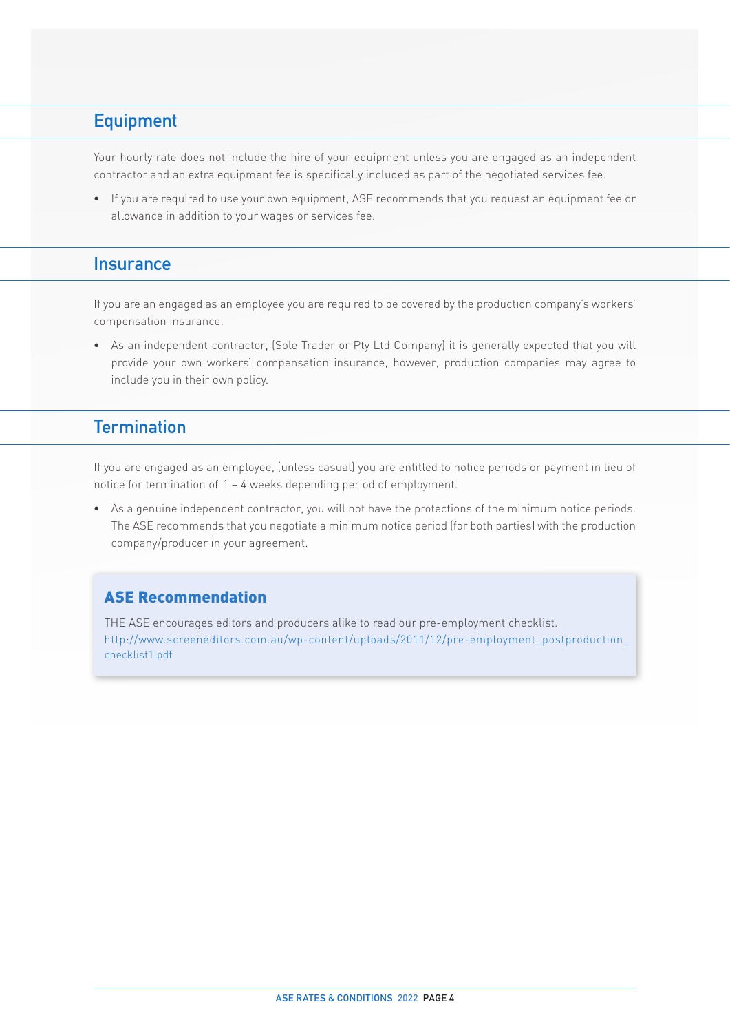## Equipment

Your hourly rate does not include the hire of your equipment unless you are engaged as an independent contractor and an extra equipment fee is specifically included as part of the negotiated services fee.

- If you are required to use your own equipment, ASE recommends that you request an equipment fee or allowance in addition to your wages or services fee.

## Insurance

If you are an engaged as an employee you are required to be covered by the production company's workers' compensation insurance.

- As an independent contractor, (Sole Trader or Pty Ltd Company) it is generally expected that you will provide your own workers' compensation insurance, however, production companies may agree to include you in their own policy.

## Termination

If you are engaged as an employee, (unless casual) you are entitled to notice periods or payment in lieu of notice for termination of 1 – 4 weeks depending period of employment.

- As a genuine independent contractor, you will not have the protections of the minimum notice periods. The ASE recommends that you negotiate a minimum notice period (for both parties) with the production company/producer in your agreement.

### ASE Recommendation

THE ASE encourages editors and producers alike to read our pre-employment checklist.
http://www.screeneditors.com.au/wp-content/uploads/2011/12/pre-employment_postproduction_checklist1.pdf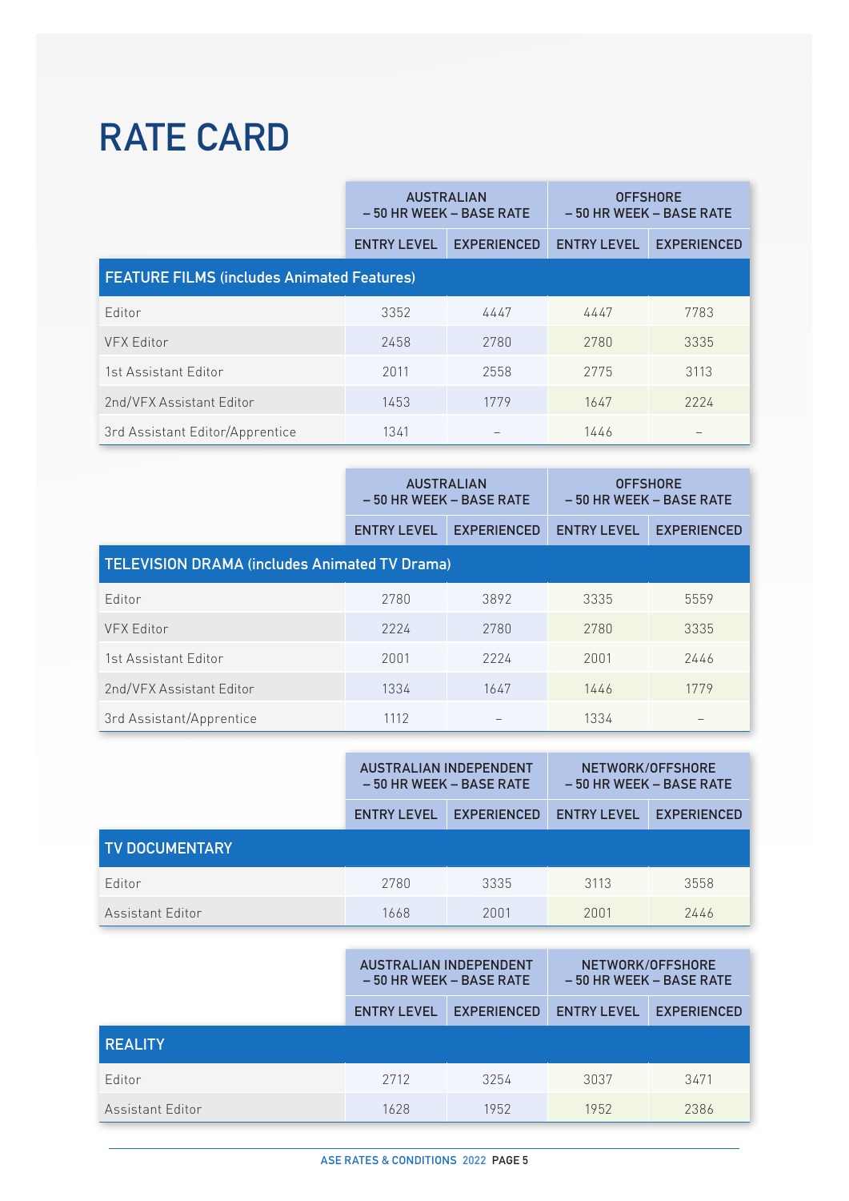# RATE CARD

| | AUSTRALIAN – 50 HR WEEK – BASE RATE | | OFFSHORE – 50 HR WEEK – BASE RATE | |
|---|---|---|---|---|
| | ENTRY LEVEL | EXPERIENCED | ENTRY LEVEL | EXPERIENCED |
| **FEATURE FILMS (includes Animated Features)** | | | | |
| Editor | 3352 | 4447 | 4447 | 7783 |
| VFX Editor | 2458 | 2780 | 2780 | 3335 |
| 1st Assistant Editor | 2011 | 2558 | 2775 | 3113 |
| 2nd/VFX Assistant Editor | 1453 | 1779 | 1647 | 2224 |
| 3rd Assistant Editor/Apprentice | 1341 | – | 1446 | – |

| | AUSTRALIAN – 50 HR WEEK – BASE RATE | | OFFSHORE – 50 HR WEEK – BASE RATE | |
|---|---|---|---|---|
| | ENTRY LEVEL | EXPERIENCED | ENTRY LEVEL | EXPERIENCED |
| **TELEVISION DRAMA (includes Animated TV Drama)** | | | | |
| Editor | 2780 | 3892 | 3335 | 5559 |
| VFX Editor | 2224 | 2780 | 2780 | 3335 |
| 1st Assistant Editor | 2001 | 2224 | 2001 | 2446 |
| 2nd/VFX Assistant Editor | 1334 | 1647 | 1446 | 1779 |
| 3rd Assistant/Apprentice | 1112 | – | 1334 | – |

| | AUSTRALIAN INDEPENDENT – 50 HR WEEK – BASE RATE | | NETWORK/OFFSHORE – 50 HR WEEK – BASE RATE | |
|---|---|---|---|---|
| | ENTRY LEVEL | EXPERIENCED | ENTRY LEVEL | EXPERIENCED |
| **TV DOCUMENTARY** | | | | |
| Editor | 2780 | 3335 | 3113 | 3558 |
| Assistant Editor | 1668 | 2001 | 2001 | 2446 |

| | AUSTRALIAN INDEPENDENT – 50 HR WEEK – BASE RATE | | NETWORK/OFFSHORE – 50 HR WEEK – BASE RATE | |
|---|---|---|---|---|
| | ENTRY LEVEL | EXPERIENCED | ENTRY LEVEL | EXPERIENCED |
| **REALITY** | | | | |
| Editor | 2712 | 3254 | 3037 | 3471 |
| Assistant Editor | 1628 | 1952 | 1952 | 2386 |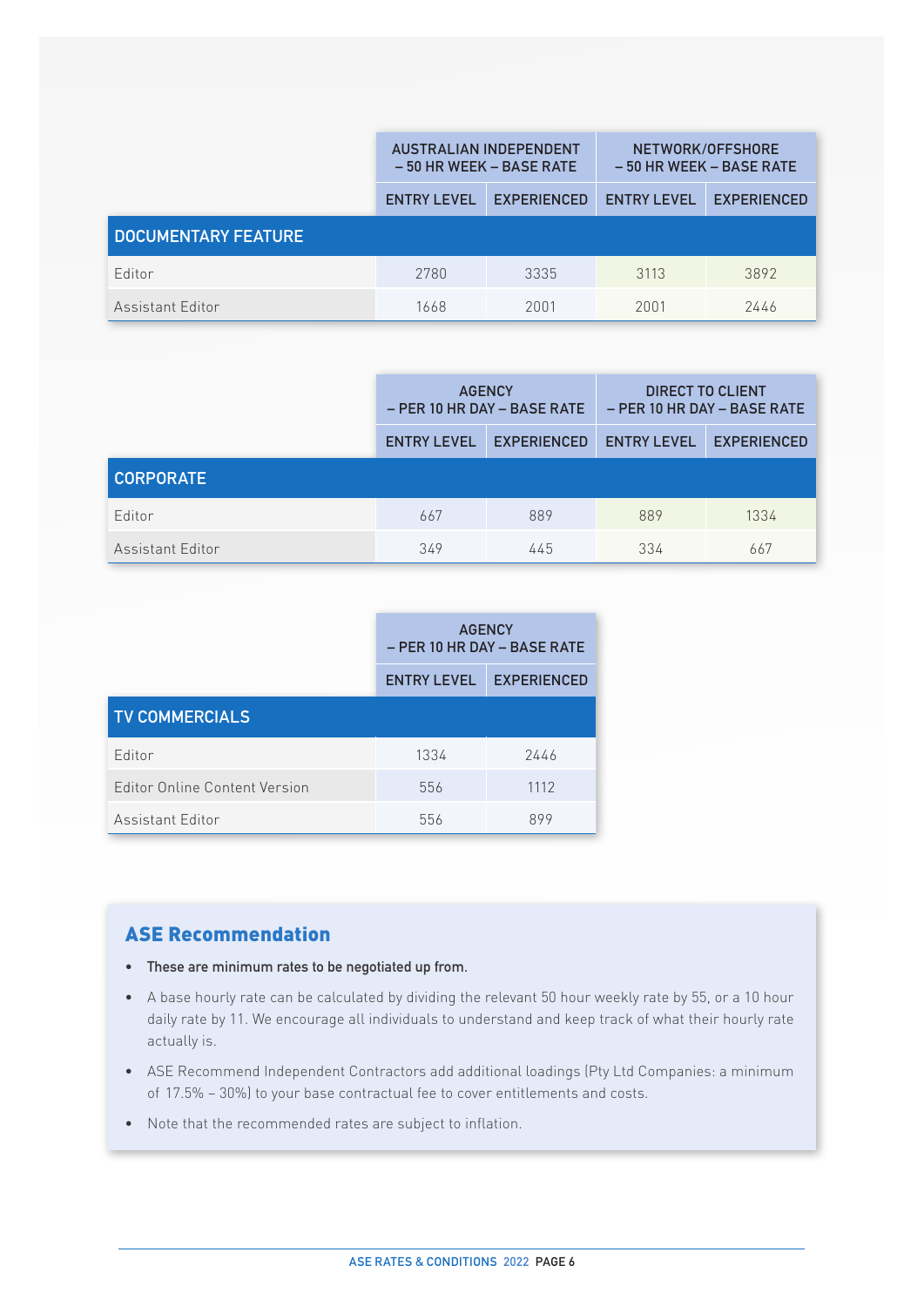| | AUSTRALIAN INDEPENDENT – 50 HR WEEK – BASE RATE | | NETWORK/OFFSHORE – 50 HR WEEK – BASE RATE | |
|---|---|---|---|---|
| | ENTRY LEVEL | EXPERIENCED | ENTRY LEVEL | EXPERIENCED |
| **DOCUMENTARY FEATURE** | | | | |
| Editor | 2780 | 3335 | 3113 | 3892 |
| Assistant Editor | 1668 | 2001 | 2001 | 2446 |

| | AGENCY – PER 10 HR DAY – BASE RATE | | DIRECT TO CLIENT – PER 10 HR DAY – BASE RATE | |
|---|---|---|---|---|
| | ENTRY LEVEL | EXPERIENCED | ENTRY LEVEL | EXPERIENCED |
| **CORPORATE** | | | | |
| Editor | 667 | 889 | 889 | 1334 |
| Assistant Editor | 349 | 445 | 334 | 667 |

| | AGENCY – PER 10 HR DAY – BASE RATE | |
|---|---|---|
| | ENTRY LEVEL | EXPERIENCED |
| **TV COMMERCIALS** | | |
| Editor | 1334 | 2446 |
| Editor Online Content Version | 556 | 1112 |
| Assistant Editor | 556 | 899 |

## ASE Recommendation

- **These are minimum rates to be negotiated up from.**
- A base hourly rate can be calculated by dividing the relevant 50 hour weekly rate by 55, or a 10 hour daily rate by 11. We encourage all individuals to understand and keep track of what their hourly rate actually is.
- ASE Recommend Independent Contractors add additional loadings (Pty Ltd Companies: a minimum of 17.5% – 30%) to your base contractual fee to cover entitlements and costs.
- Note that the recommended rates are subject to inflation.